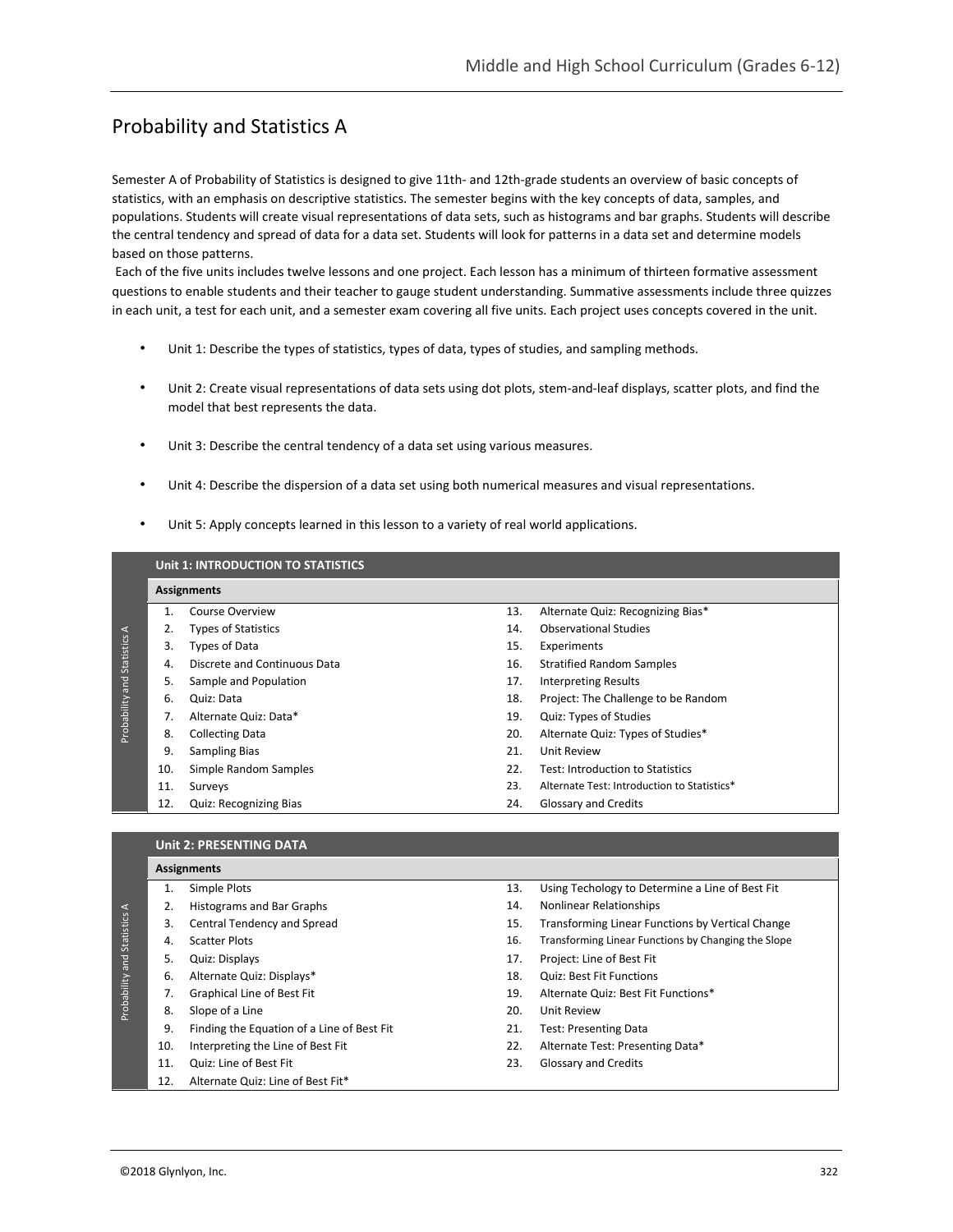## Probability and Statistics A

Semester A of Probability of Statistics is designed to give 11th- and 12th-grade students an overview of basic concepts of statistics, with an emphasis on descriptive statistics. The semester begins with the key concepts of data, samples, and populations. Students will create visual representations of data sets, such as histograms and bar graphs. Students will describe the central tendency and spread of data for a data set. Students will look for patterns in a data set and determine models based on those patterns.

Each of the five units includes twelve lessons and one project. Each lesson has a minimum of thirteen formative assessment questions to enable students and their teacher to gauge student understanding. Summative assessments include three quizzes in each unit, a test for each unit, and a semester exam covering all five units. Each project uses concepts covered in the unit.

- Unit 1: Describe the types of statistics, types of data, types of studies, and sampling methods.
- Unit 2: Create visual representations of data sets using dot plots, stem-and-leaf displays, scatter plots, and find the model that best represents the data.
- Unit 3: Describe the central tendency of a data set using various measures.
- Unit 4: Describe the dispersion of a data set using both numerical measures and visual representations.
- Unit 5: Apply concepts learned in this lesson to a variety of real world applications.

### Unit 1: INTRODUCTION TO STATISTICS

**Assignments**

1. Course Overview
2. Types of Statistics
3. Types of Data
4. Discrete and Continuous Data
5. Sample and Population
6. Quiz: Data
7. Alternate Quiz: Data*
8. Collecting Data
9. Sampling Bias
10. Simple Random Samples
11. Surveys
12. Quiz: Recognizing Bias
13. Alternate Quiz: Recognizing Bias*
14. Observational Studies
15. Experiments
16. Stratified Random Samples
17. Interpreting Results
18. Project: The Challenge to be Random
19. Quiz: Types of Studies
20. Alternate Quiz: Types of Studies*
21. Unit Review
22. Test: Introduction to Statistics
23. Alternate Test: Introduction to Statistics*
24. Glossary and Credits

### Unit 2: PRESENTING DATA

**Assignments**

1. Simple Plots
2. Histograms and Bar Graphs
3. Central Tendency and Spread
4. Scatter Plots
5. Quiz: Displays
6. Alternate Quiz: Displays*
7. Graphical Line of Best Fit
8. Slope of a Line
9. Finding the Equation of a Line of Best Fit
10. Interpreting the Line of Best Fit
11. Quiz: Line of Best Fit
12. Alternate Quiz: Line of Best Fit*
13. Using Techology to Determine a Line of Best Fit
14. Nonlinear Relationships
15. Transforming Linear Functions by Vertical Change
16. Transforming Linear Functions by Changing the Slope
17. Project: Line of Best Fit
18. Quiz: Best Fit Functions
19. Alternate Quiz: Best Fit Functions*
20. Unit Review
21. Test: Presenting Data
22. Alternate Test: Presenting Data*
23. Glossary and Credits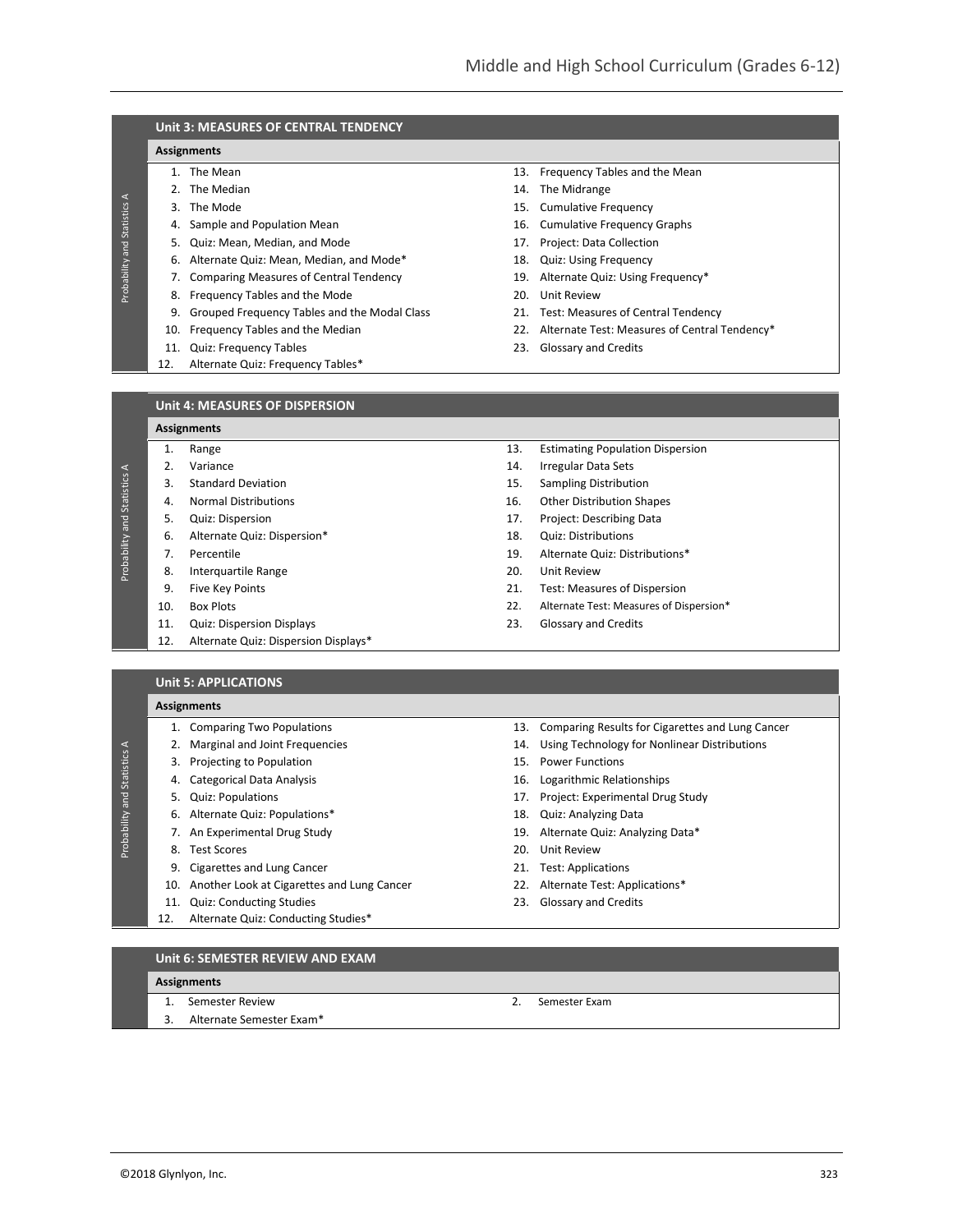## Unit 3: MEASURES OF CENTRAL TENDENCY

**Assignments**

1. The Mean
2. The Median
3. The Mode
4. Sample and Population Mean
5. Quiz: Mean, Median, and Mode
6. Alternate Quiz: Mean, Median, and Mode*
7. Comparing Measures of Central Tendency
8. Frequency Tables and the Mode
9. Grouped Frequency Tables and the Modal Class
10. Frequency Tables and the Median
11. Quiz: Frequency Tables
12. Alternate Quiz: Frequency Tables*
13. Frequency Tables and the Mean
14. The Midrange
15. Cumulative Frequency
16. Cumulative Frequency Graphs
17. Project: Data Collection
18. Quiz: Using Frequency
19. Alternate Quiz: Using Frequency*
20. Unit Review
21. Test: Measures of Central Tendency
22. Alternate Test: Measures of Central Tendency*
23. Glossary and Credits

## Unit 4: MEASURES OF DISPERSION

**Assignments**

1. Range
2. Variance
3. Standard Deviation
4. Normal Distributions
5. Quiz: Dispersion
6. Alternate Quiz: Dispersion*
7. Percentile
8. Interquartile Range
9. Five Key Points
10. Box Plots
11. Quiz: Dispersion Displays
12. Alternate Quiz: Dispersion Displays*
13. Estimating Population Dispersion
14. Irregular Data Sets
15. Sampling Distribution
16. Other Distribution Shapes
17. Project: Describing Data
18. Quiz: Distributions
19. Alternate Quiz: Distributions*
20. Unit Review
21. Test: Measures of Dispersion
22. Alternate Test: Measures of Dispersion*
23. Glossary and Credits

## Unit 5: APPLICATIONS

**Assignments**

1. Comparing Two Populations
2. Marginal and Joint Frequencies
3. Projecting to Population
4. Categorical Data Analysis
5. Quiz: Populations
6. Alternate Quiz: Populations*
7. An Experimental Drug Study
8. Test Scores
9. Cigarettes and Lung Cancer
10. Another Look at Cigarettes and Lung Cancer
11. Quiz: Conducting Studies
12. Alternate Quiz: Conducting Studies*
13. Comparing Results for Cigarettes and Lung Cancer
14. Using Technology for Nonlinear Distributions
15. Power Functions
16. Logarithmic Relationships
17. Project: Experimental Drug Study
18. Quiz: Analyzing Data
19. Alternate Quiz: Analyzing Data*
20. Unit Review
21. Test: Applications
22. Alternate Test: Applications*
23. Glossary and Credits

## Unit 6: SEMESTER REVIEW AND EXAM

**Assignments**

1. Semester Review
2. Semester Exam
3. Alternate Semester Exam*